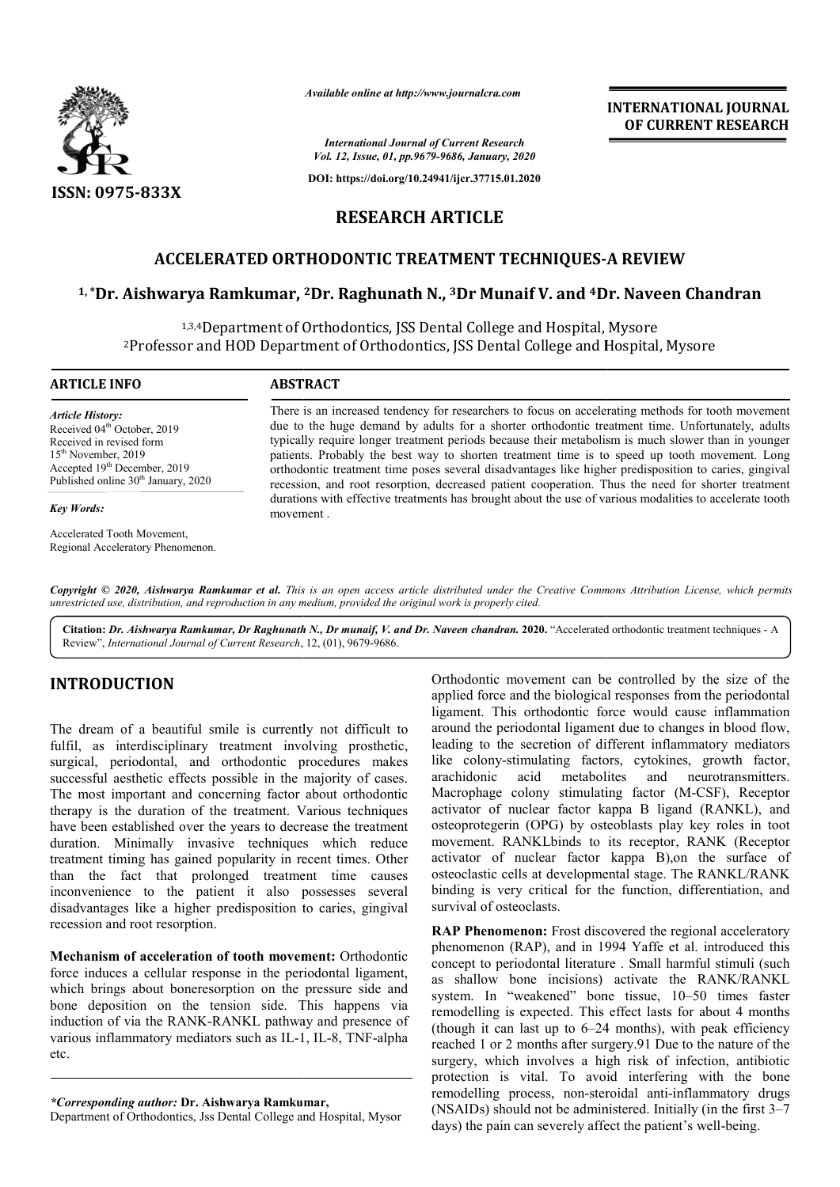# ACCELERATED ORTHODONTIC TREATMENT TECHNIQUES-A REVIEW

**[1,*]Dr. Aishwarya Ramkumar, [2]Dr. Raghunath N., [3]Dr Munaif V. and [4]Dr. Naveen Chandran**

[1,3,4]Department of Orthodontics, JSS Dental College and Hospital, Mysore
[2]Professor and HOD Department of Orthodontics, JSS Dental College and Hospital, Mysore

## ARTICLE INFO

*Article History:*
Received 04[th] October, 2019
Received in revised form 15[th] November, 2019
Accepted 19[th] December, 2019
Published online 30[th] January, 2020

*Key Words:*

Accelerated Tooth Movement, Regional Acceleratory Phenomenon.

## ABSTRACT

There is an increased tendency for researchers to focus on accelerating methods for tooth movement due to the huge demand by adults for a shorter orthodontic treatment time. Unfortunately, adults typically require longer treatment periods because their metabolism is much slower than in younger patients. Probably the best way to shorten treatment time is to speed up tooth movement. Long orthodontic treatment time poses several disadvantages like higher predisposition to caries, gingival recession, and root resorption, decreased patient cooperation. Thus the need for shorter treatment durations with effective treatments has brought about the use of various modalities to accelerate tooth movement .

*Copyright © 2020, Aishwarya Ramkumar et al. This is an open access article distributed under the Creative Commons Attribution License, which permits unrestricted use, distribution, and reproduction in any medium, provided the original work is properly cited.*

**Citation:** *Dr. Aishwarya Ramkumar, Dr Raghunath N., Dr munaif, V. and Dr. Naveen chandran.* **2020.** "Accelerated orthodontic treatment techniques - A Review", *International Journal of Current Research*, 12, (01), 9679-9686.

## INTRODUCTION

The dream of a beautiful smile is currently not difficult to fulfil, as interdisciplinary treatment involving prosthetic, surgical, periodontal, and orthodontic procedures makes successful aesthetic effects possible in the majority of cases. The most important and concerning factor about orthodontic therapy is the duration of the treatment. Various techniques have been established over the years to decrease the treatment duration. Minimally invasive techniques which reduce treatment timing has gained popularity in recent times. Other than the fact that prolonged treatment time causes inconvenience to the patient it also possesses several disadvantages like a higher predisposition to caries, gingival recession and root resorption.

**Mechanism of acceleration of tooth movement:** Orthodontic force induces a cellular response in the periodontal ligament, which brings about boneresorption on the pressure side and bone deposition on the tension side. This happens via induction of via the RANK-RANKL pathway and presence of various inflammatory mediators such as IL-1, IL-8, TNF-alpha etc.

Orthodontic movement can be controlled by the size of the applied force and the biological responses from the periodontal ligament. This orthodontic force would cause inflammation around the periodontal ligament due to changes in blood flow, leading to the secretion of different inflammatory mediators like colony-stimulating factors, cytokines, growth factor, arachidonic acid metabolites and neurotransmitters. Macrophage colony stimulating factor (M-CSF), Receptor activator of nuclear factor kappa B ligand (RANKL), and osteoprotegerin (OPG) by osteoblasts play key roles in toot movement. RANKLbinds to its receptor, RANK (Receptor activator of nuclear factor kappa B),on the surface of osteoclastic cells at developmental stage. The RANKL/RANK binding is very critical for the function, differentiation, and survival of osteoclasts.

**RAP Phenomenon:** Frost discovered the regional acceleratory phenomenon (RAP), and in 1994 Yaffe et al. introduced this concept to periodontal literature . Small harmful stimuli (such as shallow bone incisions) activate the RANK/RANKL system. In "weakened" bone tissue, 10–50 times faster remodelling is expected. This effect lasts for about 4 months (though it can last up to 6–24 months), with peak efficiency reached 1 or 2 months after surgery.91 Due to the nature of the surgery, which involves a high risk of infection, antibiotic protection is vital. To avoid interfering with the bone remodelling process, non-steroidal anti-inflammatory drugs (NSAIDs) should not be administered. Initially (in the first 3–7 days) the pain can severely affect the patient's well-being.

*\*Corresponding author:* **Dr. Aishwarya Ramkumar,**
Department of Orthodontics, Jss Dental College and Hospital, Mysor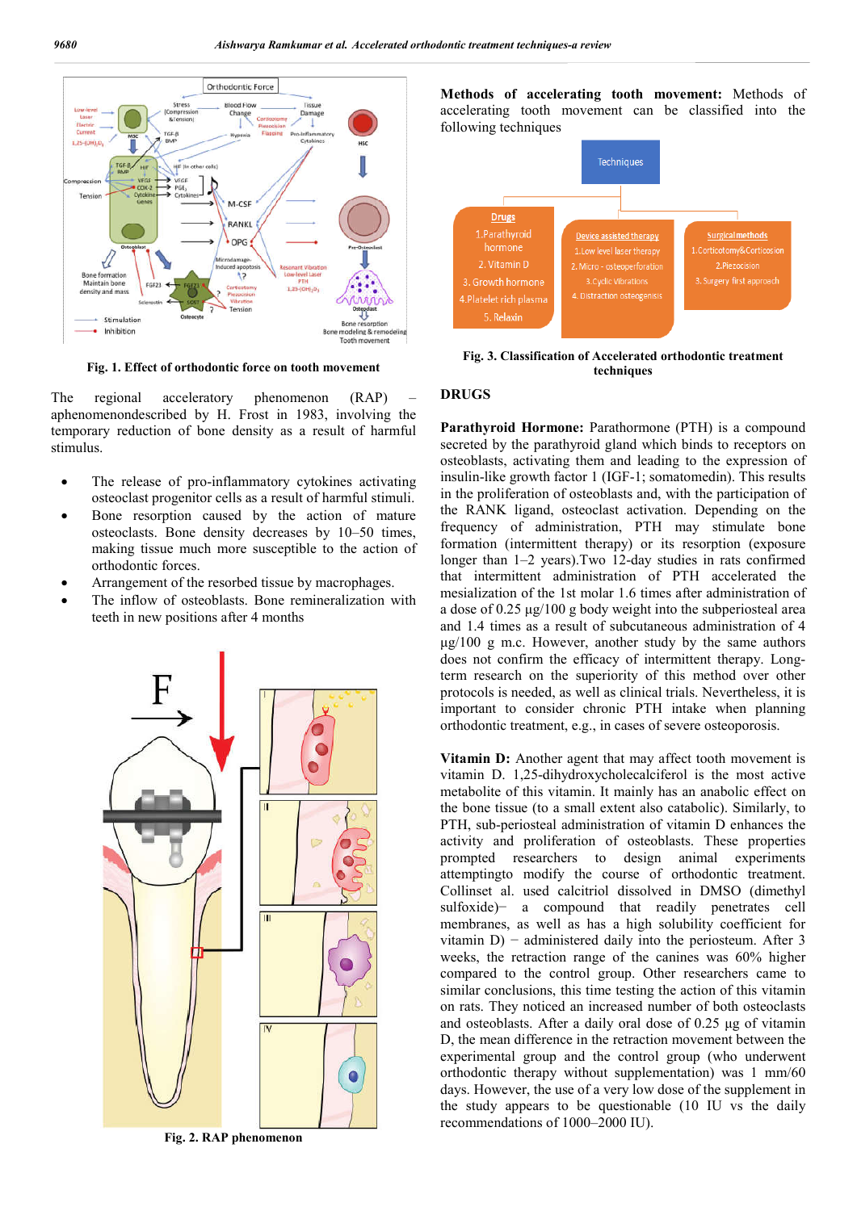Fig. 1. Effect of orthodontic force on tooth movement

The regional acceleratory phenomenon (RAP) – aphenomenondescribed by H. Frost in 1983, involving the temporary reduction of bone density as a result of harmful stimulus.

- The release of pro-inflammatory cytokines activating osteoclast progenitor cells as a result of harmful stimuli.
- Bone resorption caused by the action of mature osteoclasts. Bone density decreases by 10–50 times, making tissue much more susceptible to the action of orthodontic forces.
- Arrangement of the resorbed tissue by macrophages.
- The inflow of osteoblasts. Bone remineralization with teeth in new positions after 4 months

Fig. 2. RAP phenomenon

**Methods of accelerating tooth movement:** Methods of accelerating tooth movement can be classified into the following techniques

Techniques

- Drugs
  1. Parathyroid hormone
  2. Vitamin D
  3. Growth hormone
  4. Platelet rich plasma
  5. Relaxin
- Device assisted therapy
  1. Low level laser therapy
  2. Micro - osteoperforation
  3. Cyclic Vibrations
  4. Distraction osteogenisis
- Surgical methods
  1. Corticotomy&Corticosion
  2. Piezocision
  3. Surgery first approach

Fig. 3. Classification of Accelerated orthodontic treatment techniques

## DRUGS

**Parathyroid Hormone:** Parathormone (PTH) is a compound secreted by the parathyroid gland which binds to receptors on osteoblasts, activating them and leading to the expression of insulin-like growth factor 1 (IGF-1; somatomedin). This results in the proliferation of osteoblasts and, with the participation of the RANK ligand, osteoclast activation. Depending on the frequency of administration, PTH may stimulate bone formation (intermittent therapy) or its resorption (exposure longer than 1–2 years).Two 12-day studies in rats confirmed that intermittent administration of PTH accelerated the mesialization of the 1st molar 1.6 times after administration of a dose of 0.25 μg/100 g body weight into the subperiosteal area and 1.4 times as a result of subcutaneous administration of 4 μg/100 g m.c. However, another study by the same authors does not confirm the efficacy of intermittent therapy. Long-term research on the superiority of this method over other protocols is needed, as well as clinical trials. Nevertheless, it is important to consider chronic PTH intake when planning orthodontic treatment, e.g., in cases of severe osteoporosis.

**Vitamin D:** Another agent that may affect tooth movement is vitamin D. 1,25-dihydroxycholecalciferol is the most active metabolite of this vitamin. It mainly has an anabolic effect on the bone tissue (to a small extent also catabolic). Similarly, to PTH, sub-periosteal administration of vitamin D enhances the activity and proliferation of osteoblasts. These properties prompted researchers to design animal experiments attemptingto modify the course of orthodontic treatment. Collinset al. used calcitriol dissolved in DMSO (dimethyl sulfoxide)− a compound that readily penetrates cell membranes, as well as has a high solubility coefficient for vitamin D) − administered daily into the periosteum. After 3 weeks, the retraction range of the canines was 60% higher compared to the control group. Other researchers came to similar conclusions, this time testing the action of this vitamin on rats. They noticed an increased number of both osteoclasts and osteoblasts. After a daily oral dose of 0.25 μg of vitamin D, the mean difference in the retraction movement between the experimental group and the control group (who underwent orthodontic therapy without supplementation) was 1 mm/60 days. However, the use of a very low dose of the supplement in the study appears to be questionable (10 IU vs the daily recommendations of 1000–2000 IU).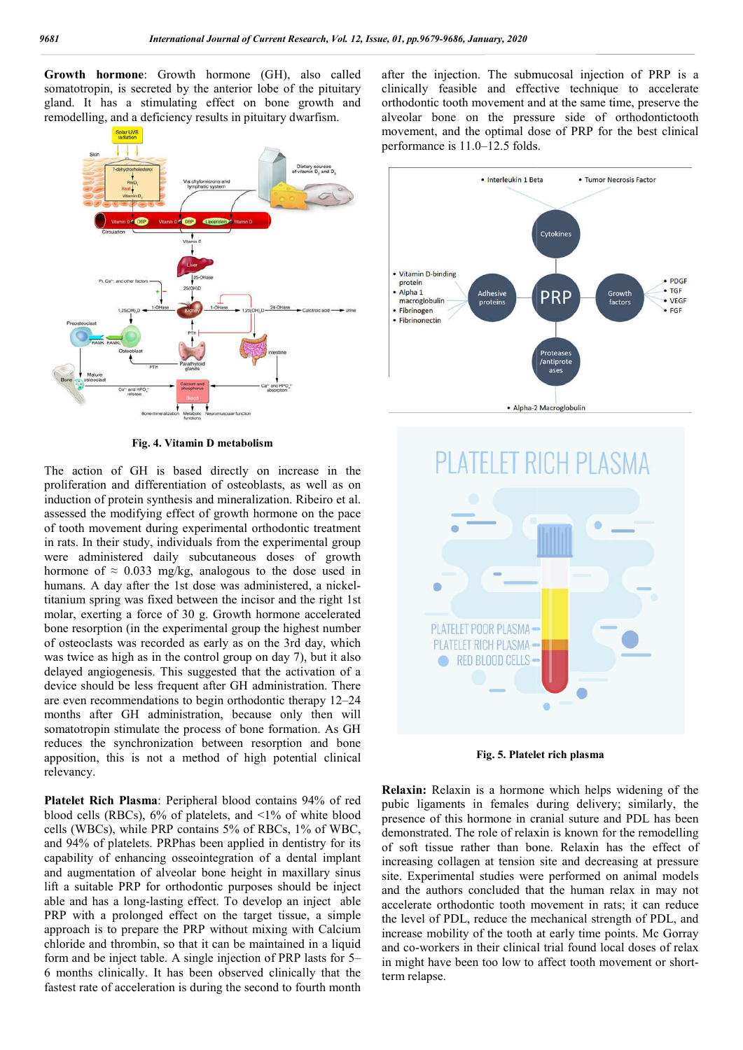**Growth hormone**: Growth hormone (GH), also called somatotropin, is secreted by the anterior lobe of the pituitary gland. It has a stimulating effect on bone growth and remodelling, and a deficiency results in pituitary dwarfism.

**Fig. 4. Vitamin D metabolism**

The action of GH is based directly on increase in the proliferation and differentiation of osteoblasts, as well as on induction of protein synthesis and mineralization. Ribeiro et al. assessed the modifying effect of growth hormone on the pace of tooth movement during experimental orthodontic treatment in rats. In their study, individuals from the experimental group were administered daily subcutaneous doses of growth hormone of ≈ 0.033 mg/kg, analogous to the dose used in humans. A day after the 1st dose was administered, a nickel-titanium spring was fixed between the incisor and the right 1st molar, exerting a force of 30 g. Growth hormone accelerated bone resorption (in the experimental group the highest number of osteoclasts was recorded as early as on the 3rd day, which was twice as high as in the control group on day 7), but it also delayed angiogenesis. This suggested that the activation of a device should be less frequent after GH administration. There are even recommendations to begin orthodontic therapy 12–24 months after GH administration, because only then will somatotropin stimulate the process of bone formation. As GH reduces the synchronization between resorption and bone apposition, this is not a method of high potential clinical relevancy.

**Platelet Rich Plasma**: Peripheral blood contains 94% of red blood cells (RBCs), 6% of platelets, and <1% of white blood cells (WBCs), while PRP contains 5% of RBCs, 1% of WBC, and 94% of platelets. PRPhas been applied in dentistry for its capability of enhancing osseointegration of a dental implant and augmentation of alveolar bone height in maxillary sinus lift a suitable PRP for orthodontic purposes should be inject able and has a long-lasting effect. To develop an inject able PRP with a prolonged effect on the target tissue, a simple approach is to prepare the PRP without mixing with Calcium chloride and thrombin, so that it can be maintained in a liquid form and be inject table. A single injection of PRP lasts for 5–6 months clinically. It has been observed clinically that the fastest rate of acceleration is during the second to fourth month after the injection. The submucosal injection of PRP is a clinically feasible and effective technique to accelerate orthodontic tooth movement and at the same time, preserve the alveolar bone on the pressure side of orthodontictooth movement, and the optimal dose of PRP for the best clinical performance is 11.0–12.5 folds.

**Fig. 5. Platelet rich plasma**

**Relaxin:** Relaxin is a hormone which helps widening of the pubic ligaments in females during delivery; similarly, the presence of this hormone in cranial suture and PDL has been demonstrated. The role of relaxin is known for the remodelling of soft tissue rather than bone. Relaxin has the effect of increasing collagen at tension site and decreasing at pressure site. Experimental studies were performed on animal models and the authors concluded that the human relax in may not accelerate orthodontic tooth movement in rats; it can reduce the level of PDL, reduce the mechanical strength of PDL, and increase mobility of the tooth at early time points. Mc Gorray and co-workers in their clinical trial found local doses of relax in might have been too low to affect tooth movement or short-term relapse.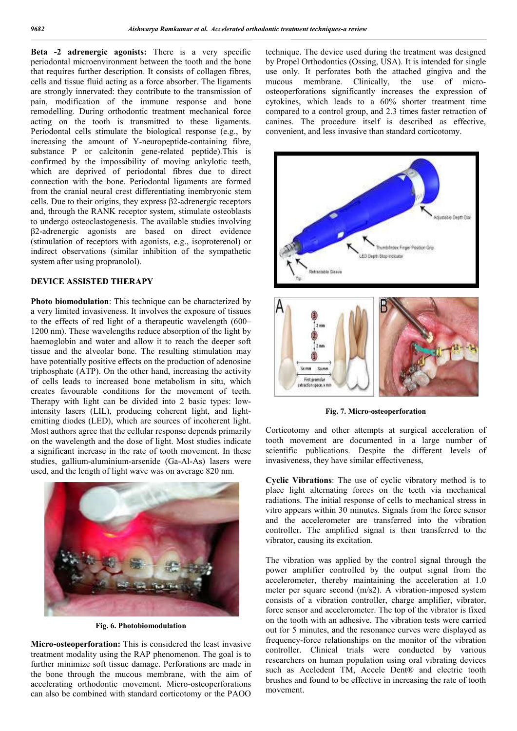**Beta -2 adrenergic agonists:** There is a very specific periodontal microenvironment between the tooth and the bone that requires further description. It consists of collagen fibres, cells and tissue fluid acting as a force absorber. The ligaments are strongly innervated: they contribute to the transmission of pain, modification of the immune response and bone remodelling. During orthodontic treatment mechanical force acting on the tooth is transmitted to these ligaments. Periodontal cells stimulate the biological response (e.g., by increasing the amount of Y-neuropeptide-containing fibre, substance P or calcitonin gene-related peptide).This is confirmed by the impossibility of moving ankylotic teeth, which are deprived of periodontal fibres due to direct connection with the bone. Periodontal ligaments are formed from the cranial neural crest differentiating inembryonic stem cells. Due to their origins, they express β2-adrenergic receptors and, through the RANK receptor system, stimulate osteoblasts to undergo osteoclastogenesis. The available studies involving β2-adrenergic agonists are based on direct evidence (stimulation of receptors with agonists, e.g., isoproterenol) or indirect observations (similar inhibition of the sympathetic system after using propranolol).

## DEVICE ASSISTED THERAPY

**Photo biomodulation**: This technique can be characterized by a very limited invasiveness. It involves the exposure of tissues to the effects of red light of a therapeutic wavelength (600–1200 nm). These wavelengths reduce absorption of the light by haemoglobin and water and allow it to reach the deeper soft tissue and the alveolar bone. The resulting stimulation may have potentially positive effects on the production of adenosine triphosphate (ATP). On the other hand, increasing the activity of cells leads to increased bone metabolism in situ, which creates favourable conditions for the movement of teeth. Therapy with light can be divided into 2 basic types: low-intensity lasers (LIL), producing coherent light, and light-emitting diodes (LED), which are sources of incoherent light. Most authors agree that the cellular response depends primarily on the wavelength and the dose of light. Most studies indicate a significant increase in the rate of tooth movement. In these studies, gallium-aluminium-arsenide (Ga-Al-As) lasers were used, and the length of light wave was on average 820 nm.

**Fig. 6. Photobiomodulation**

**Micro-osteoperforation:** This is considered the least invasive treatment modality using the RAP phenomenon. The goal is to further minimize soft tissue damage. Perforations are made in the bone through the mucous membrane, with the aim of accelerating orthodontic movement. Micro-osteoperforations can also be combined with standard corticotomy or the PAOO technique. The device used during the treatment was designed by Propel Orthodontics (Ossing, USA). It is intended for single use only. It perforates both the attached gingiva and the mucous membrane. Clinically, the use of micro-osteoperforations significantly increases the expression of cytokines, which leads to a 60% shorter treatment time compared to a control group, and 2.3 times faster retraction of canines. The procedure itself is described as effective, convenient, and less invasive than standard corticotomy.

**Fig. 7. Micro-osteoperforation**

Corticotomy and other attempts at surgical acceleration of tooth movement are documented in a large number of scientific publications. Despite the different levels of invasiveness, they have similar effectiveness,

**Cyclic Vibrations**: The use of cyclic vibratory method is to place light alternating forces on the teeth via mechanical radiations. The initial response of cells to mechanical stress in vitro appears within 30 minutes. Signals from the force sensor and the accelerometer are transferred into the vibration controller. The amplified signal is then transferred to the vibrator, causing its excitation.

The vibration was applied by the control signal through the power amplifier controlled by the output signal from the accelerometer, thereby maintaining the acceleration at 1.0 meter per square second (m/s2). A vibration-imposed system consists of a vibration controller, charge amplifier, vibrator, force sensor and accelerometer. The top of the vibrator is fixed on the tooth with an adhesive. The vibration tests were carried out for 5 minutes, and the resonance curves were displayed as frequency-force relationships on the monitor of the vibration controller. Clinical trials were conducted by various researchers on human population using oral vibrating devices such as Acceledent TM, Accele Dent® and electric tooth brushes and found to be effective in increasing the rate of tooth movement.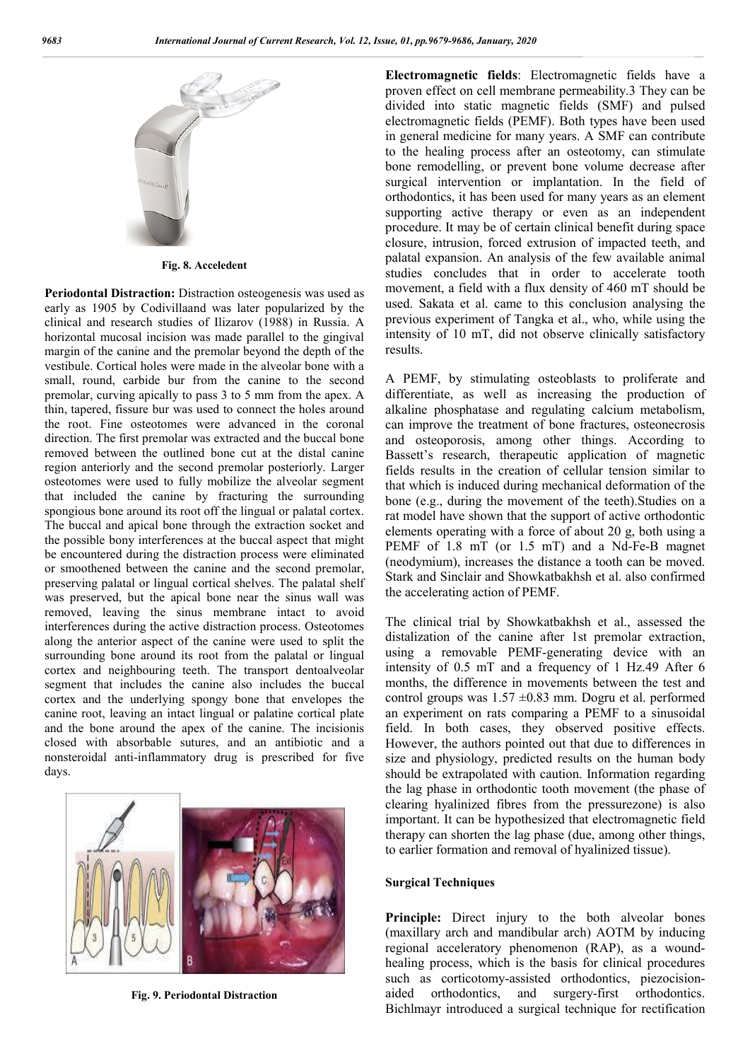Fig. 8. Acceledent

**Periodontal Distraction:** Distraction osteogenesis was used as early as 1905 by Codivillaand was later popularized by the clinical and research studies of Ilizarov (1988) in Russia. A horizontal mucosal incision was made parallel to the gingival margin of the canine and the premolar beyond the depth of the vestibule. Cortical holes were made in the alveolar bone with a small, round, carbide bur from the canine to the second premolar, curving apically to pass 3 to 5 mm from the apex. A thin, tapered, fissure bur was used to connect the holes around the root. Fine osteotomes were advanced in the coronal direction. The first premolar was extracted and the buccal bone removed between the outlined bone cut at the distal canine region anteriorly and the second premolar posteriorly. Larger osteotomes were used to fully mobilize the alveolar segment that included the canine by fracturing the surrounding spongious bone around its root off the lingual or palatal cortex. The buccal and apical bone through the extraction socket and the possible bony interferences at the buccal aspect that might be encountered during the distraction process were eliminated or smoothened between the canine and the second premolar, preserving palatal or lingual cortical shelves. The palatal shelf was preserved, but the apical bone near the sinus wall was removed, leaving the sinus membrane intact to avoid interferences during the active distraction process. Osteotomes along the anterior aspect of the canine were used to split the surrounding bone around its root from the palatal or lingual cortex and neighbouring teeth. The transport dentoalveolar segment that includes the canine also includes the buccal cortex and the underlying spongy bone that envelopes the canine root, leaving an intact lingual or palatine cortical plate and the bone around the apex of the canine. The incisionis closed with absorbable sutures, and an antibiotic and a nonsteroidal anti-inflammatory drug is prescribed for five days.

Fig. 9. Periodontal Distraction

**Electromagnetic fields**: Electromagnetic fields have a proven effect on cell membrane permeability.3 They can be divided into static magnetic fields (SMF) and pulsed electromagnetic fields (PEMF). Both types have been used in general medicine for many years. A SMF can contribute to the healing process after an osteotomy, can stimulate bone remodelling, or prevent bone volume decrease after surgical intervention or implantation. In the field of orthodontics, it has been used for many years as an element supporting active therapy or even as an independent procedure. It may be of certain clinical benefit during space closure, intrusion, forced extrusion of impacted teeth, and palatal expansion. An analysis of the few available animal studies concludes that in order to accelerate tooth movement, a field with a flux density of 460 mT should be used. Sakata et al. came to this conclusion analysing the previous experiment of Tangka et al., who, while using the intensity of 10 mT, did not observe clinically satisfactory results.

A PEMF, by stimulating osteoblasts to proliferate and differentiate, as well as increasing the production of alkaline phosphatase and regulating calcium metabolism, can improve the treatment of bone fractures, osteonecrosis and osteoporosis, among other things. According to Bassett's research, therapeutic application of magnetic fields results in the creation of cellular tension similar to that which is induced during mechanical deformation of the bone (e.g., during the movement of the teeth).Studies on a rat model have shown that the support of active orthodontic elements operating with a force of about 20 g, both using a PEMF of 1.8 mT (or 1.5 mT) and a Nd-Fe-B magnet (neodymium), increases the distance a tooth can be moved. Stark and Sinclair and Showkatbakhsh et al. also confirmed the accelerating action of PEMF.

The clinical trial by Showkatbakhsh et al., assessed the distalization of the canine after 1st premolar extraction, using a removable PEMF-generating device with an intensity of 0.5 mT and a frequency of 1 Hz.49 After 6 months, the difference in movements between the test and control groups was 1.57 ±0.83 mm. Dogru et al. performed an experiment on rats comparing a PEMF to a sinusoidal field. In both cases, they observed positive effects. However, the authors pointed out that due to differences in size and physiology, predicted results on the human body should be extrapolated with caution. Information regarding the lag phase in orthodontic tooth movement (the phase of clearing hyalinized fibres from the pressurezone) is also important. It can be hypothesized that electromagnetic field therapy can shorten the lag phase (due, among other things, to earlier formation and removal of hyalinized tissue).

### Surgical Techniques

**Principle:** Direct injury to the both alveolar bones (maxillary arch and mandibular arch) AOTM by inducing regional acceleratory phenomenon (RAP), as a wound-healing process, which is the basis for clinical procedures such as corticotomy-assisted orthodontics, piezocision-aided orthodontics, and surgery-first orthodontics. Bichlmayr introduced a surgical technique for rectification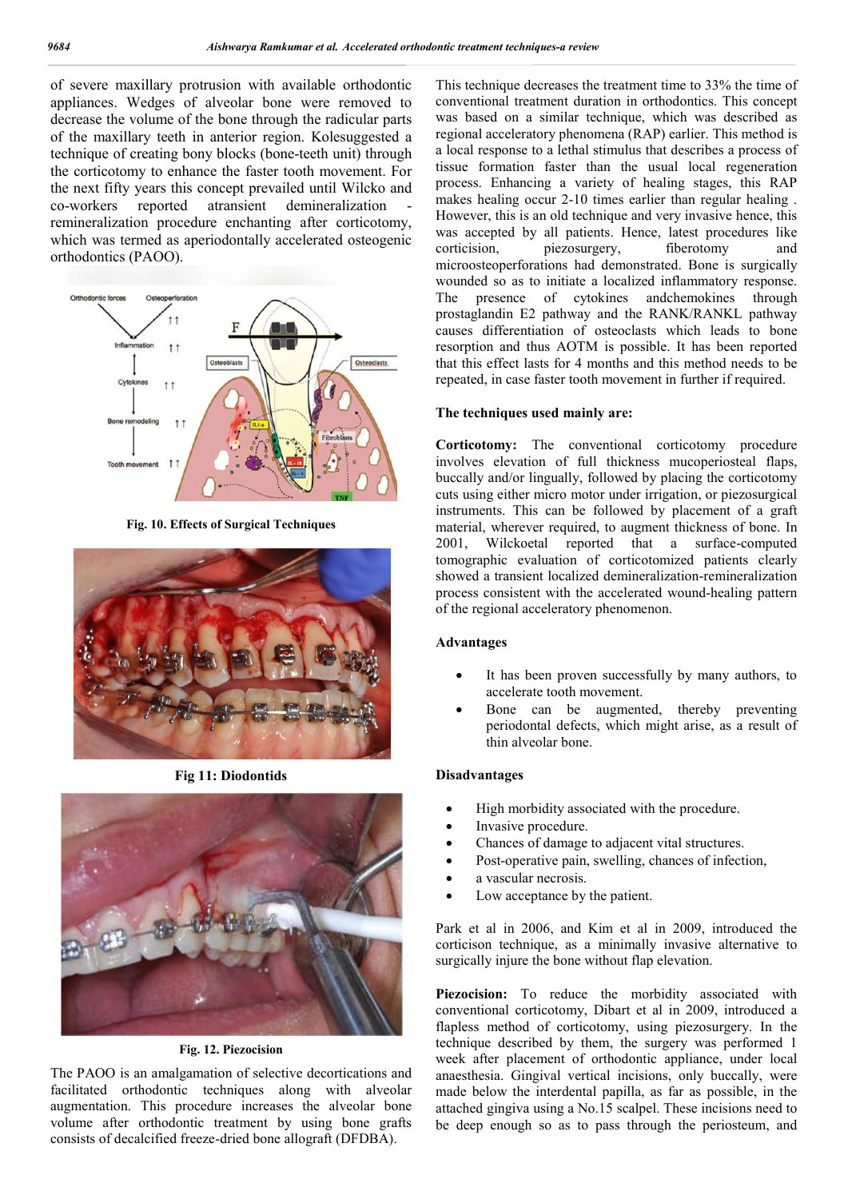of severe maxillary protrusion with available orthodontic appliances. Wedges of alveolar bone were removed to decrease the volume of the bone through the radicular parts of the maxillary teeth in anterior region. Kolesuggested a technique of creating bony blocks (bone-teeth unit) through the corticotomy to enhance the faster tooth movement. For the next fifty years this concept prevailed until Wilcko and co-workers reported atransient demineralization - remineralization procedure enchanting after corticotomy, which was termed as aperiodontally accelerated osteogenic orthodontics (PAOO).

Fig. 10. Effects of Surgical Techniques

Fig 11: Diodontids

Fig. 12. Piezocision

The PAOO is an amalgamation of selective decortications and facilitated orthodontic techniques along with alveolar augmentation. This procedure increases the alveolar bone volume after orthodontic treatment by using bone grafts consists of decalcified freeze-dried bone allograft (DFDBA).

This technique decreases the treatment time to 33% the time of conventional treatment duration in orthodontics. This concept was based on a similar technique, which was described as regional acceleratory phenomena (RAP) earlier. This method is a local response to a lethal stimulus that describes a process of tissue formation faster than the usual local regeneration process. Enhancing a variety of healing stages, this RAP makes healing occur 2-10 times earlier than regular healing . However, this is an old technique and very invasive hence, this was accepted by all patients. Hence, latest procedures like corticision, piezosurgery, fiberotomy and microosteoperforations had demonstrated. Bone is surgically wounded so as to initiate a localized inflammatory response. The presence of cytokines andchemokines through prostaglandin E2 pathway and the RANK/RANKL pathway causes differentiation of osteoclasts which leads to bone resorption and thus AOTM is possible. It has been reported that this effect lasts for 4 months and this method needs to be repeated, in case faster tooth movement in further if required.

**The techniques used mainly are:**

**Corticotomy:** The conventional corticotomy procedure involves elevation of full thickness mucoperiosteal flaps, buccally and/or lingually, followed by placing the corticotomy cuts using either micro motor under irrigation, or piezosurgical instruments. This can be followed by placement of a graft material, wherever required, to augment thickness of bone. In 2001, Wilckoetal reported that a surface-computed tomographic evaluation of corticotomized patients clearly showed a transient localized demineralization-remineralization process consistent with the accelerated wound-healing pattern of the regional acceleratory phenomenon.

**Advantages**

- It has been proven successfully by many authors, to accelerate tooth movement.
- Bone can be augmented, thereby preventing periodontal defects, which might arise, as a result of thin alveolar bone.

**Disadvantages**

- High morbidity associated with the procedure.
- Invasive procedure.
- Chances of damage to adjacent vital structures.
- Post-operative pain, swelling, chances of infection,
- a vascular necrosis.
- Low acceptance by the patient.

Park et al in 2006, and Kim et al in 2009, introduced the corticison technique, as a minimally invasive alternative to surgically injure the bone without flap elevation.

**Piezocision:** To reduce the morbidity associated with conventional corticotomy, Dibart et al in 2009, introduced a flapless method of corticotomy, using piezosurgery. In the technique described by them, the surgery was performed 1 week after placement of orthodontic appliance, under local anaesthesia. Gingival vertical incisions, only buccally, were made below the interdental papilla, as far as possible, in the attached gingiva using a No.15 scalpel. These incisions need to be deep enough so as to pass through the periosteum, and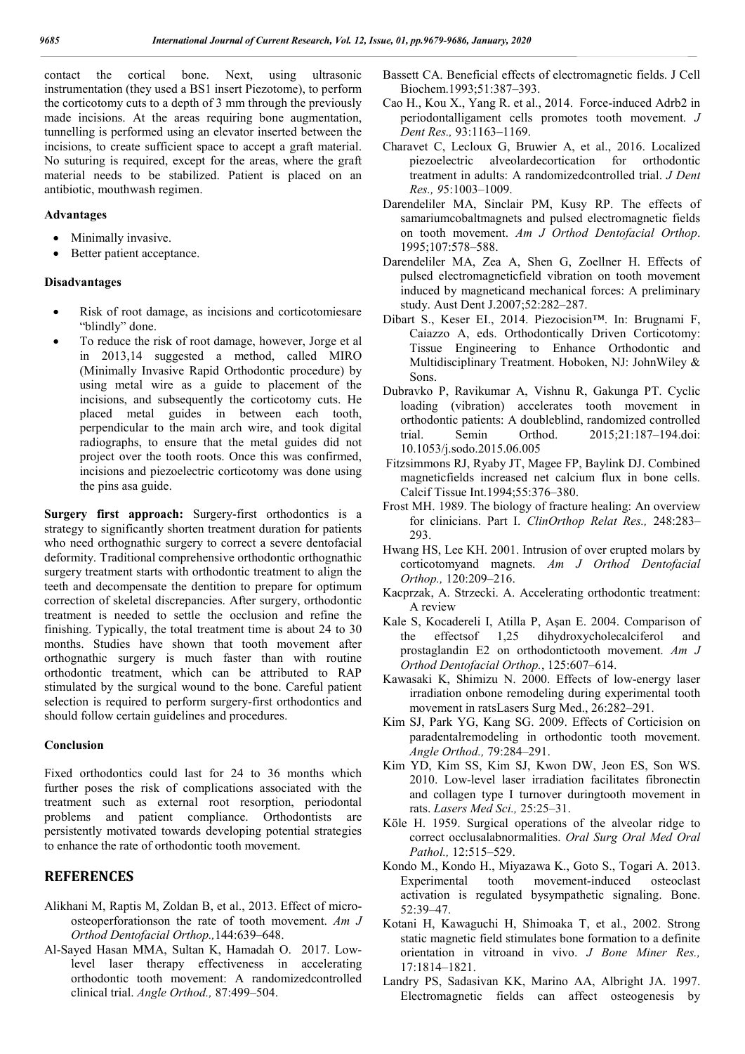contact the cortical bone. Next, using ultrasonic instrumentation (they used a BS1 insert Piezotome), to perform the corticotomy cuts to a depth of 3 mm through the previously made incisions. At the areas requiring bone augmentation, tunnelling is performed using an elevator inserted between the incisions, to create sufficient space to accept a graft material. No suturing is required, except for the areas, where the graft material needs to be stabilized. Patient is placed on an antibiotic, mouthwash regimen.

**Advantages**

- Minimally invasive.
- Better patient acceptance.

**Disadvantages**

- Risk of root damage, as incisions and corticotomiesare "blindly" done.
- To reduce the risk of root damage, however, Jorge et al in 2013,14 suggested a method, called MIRO (Minimally Invasive Rapid Orthodontic procedure) by using metal wire as a guide to placement of the incisions, and subsequently the corticotomy cuts. He placed metal guides in between each tooth, perpendicular to the main arch wire, and took digital radiographs, to ensure that the metal guides did not project over the tooth roots. Once this was confirmed, incisions and piezoelectric corticotomy was done using the pins asa guide.

**Surgery first approach:** Surgery-first orthodontics is a strategy to significantly shorten treatment duration for patients who need orthognathic surgery to correct a severe dentofacial deformity. Traditional comprehensive orthodontic orthognathic surgery treatment starts with orthodontic treatment to align the teeth and decompensate the dentition to prepare for optimum correction of skeletal discrepancies. After surgery, orthodontic treatment is needed to settle the occlusion and refine the finishing. Typically, the total treatment time is about 24 to 30 months. Studies have shown that tooth movement after orthognathic surgery is much faster than with routine orthodontic treatment, which can be attributed to RAP stimulated by the surgical wound to the bone. Careful patient selection is required to perform surgery-first orthodontics and should follow certain guidelines and procedures.

**Conclusion**

Fixed orthodontics could last for 24 to 36 months which further poses the risk of complications associated with the treatment such as external root resorption, periodontal problems and patient compliance. Orthodontists are persistently motivated towards developing potential strategies to enhance the rate of orthodontic tooth movement.

## REFERENCES

Alikhani M, Raptis M, Zoldan B, et al., 2013. Effect of micro-osteoperforationson the rate of tooth movement. *Am J Orthod Dentofacial Orthop.,*144:639–648.

Al-Sayed Hasan MMA, Sultan K, Hamadah O. 2017. Low-level laser therapy effectiveness in accelerating orthodontic tooth movement: A randomizedcontrolled clinical trial. *Angle Orthod.,* 87:499–504.

Bassett CA. Beneficial effects of electromagnetic fields. J Cell Biochem.1993;51:387–393.

Cao H., Kou X., Yang R. et al., 2014. Force-induced Adrb2 in periodontalligament cells promotes tooth movement. *J Dent Res.,* 93:1163–1169.

Charavet C, Lecloux G, Bruwier A, et al., 2016. Localized piezoelectric alveolardecortication for orthodontic treatment in adults: A randomizedcontrolled trial. *J Dent Res., 9*5:1003–1009.

Darendeliler MA, Sinclair PM, Kusy RP. The effects of samariumcobaltmagnets and pulsed electromagnetic fields on tooth movement. *Am J Orthod Dentofacial Orthop*. 1995;107:578–588.

Darendeliler MA, Zea A, Shen G, Zoellner H. Effects of pulsed electromagneticfield vibration on tooth movement induced by magneticand mechanical forces: A preliminary study. Aust Dent J.2007;52:282–287.

Dibart S., Keser EI., 2014. Piezocision™. In: Brugnami F, Caiazzo A, eds. Orthodontically Driven Corticotomy: Tissue Engineering to Enhance Orthodontic and Multidisciplinary Treatment. Hoboken, NJ: JohnWiley & Sons.

Dubravko P, Ravikumar A, Vishnu R, Gakunga PT. Cyclic loading (vibration) accelerates tooth movement in orthodontic patients: A doubleblind, randomized controlled trial. Semin Orthod. 2015;21:187–194.doi: 10.1053/j.sodo.2015.06.005

Fitzsimmons RJ, Ryaby JT, Magee FP, Baylink DJ. Combined magneticfields increased net calcium flux in bone cells. Calcif Tissue Int.1994;55:376–380.

Frost MH. 1989. The biology of fracture healing: An overview for clinicians. Part I. *ClinOrthop Relat Res.,* 248:283–293.

Hwang HS, Lee KH. 2001. Intrusion of over erupted molars by corticotomyand magnets. *Am J Orthod Dentofacial Orthop.,* 120:209–216.

Kacprzak, A. Strzecki. A. Accelerating orthodontic treatment: A review

Kale S, Kocadereli I, Atilla P, Aşan E. 2004. Comparison of the effectsof 1,25 dihydroxycholecalciferol and prostaglandin E2 on orthodontictooth movement. *Am J Orthod Dentofacial Orthop.*, 125:607–614.

Kawasaki K, Shimizu N. 2000. Effects of low-energy laser irradiation onbone remodeling during experimental tooth movement in ratsLasers Surg Med., 26:282–291.

Kim SJ, Park YG, Kang SG. 2009. Effects of Corticision on paradentalremodeling in orthodontic tooth movement. *Angle Orthod.,* 79:284–291.

Kim YD, Kim SS, Kim SJ, Kwon DW, Jeon ES, Son WS. 2010. Low-level laser irradiation facilitates fibronectin and collagen type I turnover duringtooth movement in rats. *Lasers Med Sci.,* 25:25–31.

Köle H. 1959. Surgical operations of the alveolar ridge to correct occlusalabnormalities. *Oral Surg Oral Med Oral Pathol.,* 12:515–529.

Kondo M., Kondo H., Miyazawa K., Goto S., Togari A. 2013. Experimental tooth movement-induced osteoclast activation is regulated bysympathetic signaling. Bone. 52:39–47.

Kotani H, Kawaguchi H, Shimoaka T, et al., 2002. Strong static magnetic field stimulates bone formation to a definite orientation in vitroand in vivo. *J Bone Miner Res.,* 17:1814–1821.

Landry PS, Sadasivan KK, Marino AA, Albright JA. 1997. Electromagnetic fields can affect osteogenesis by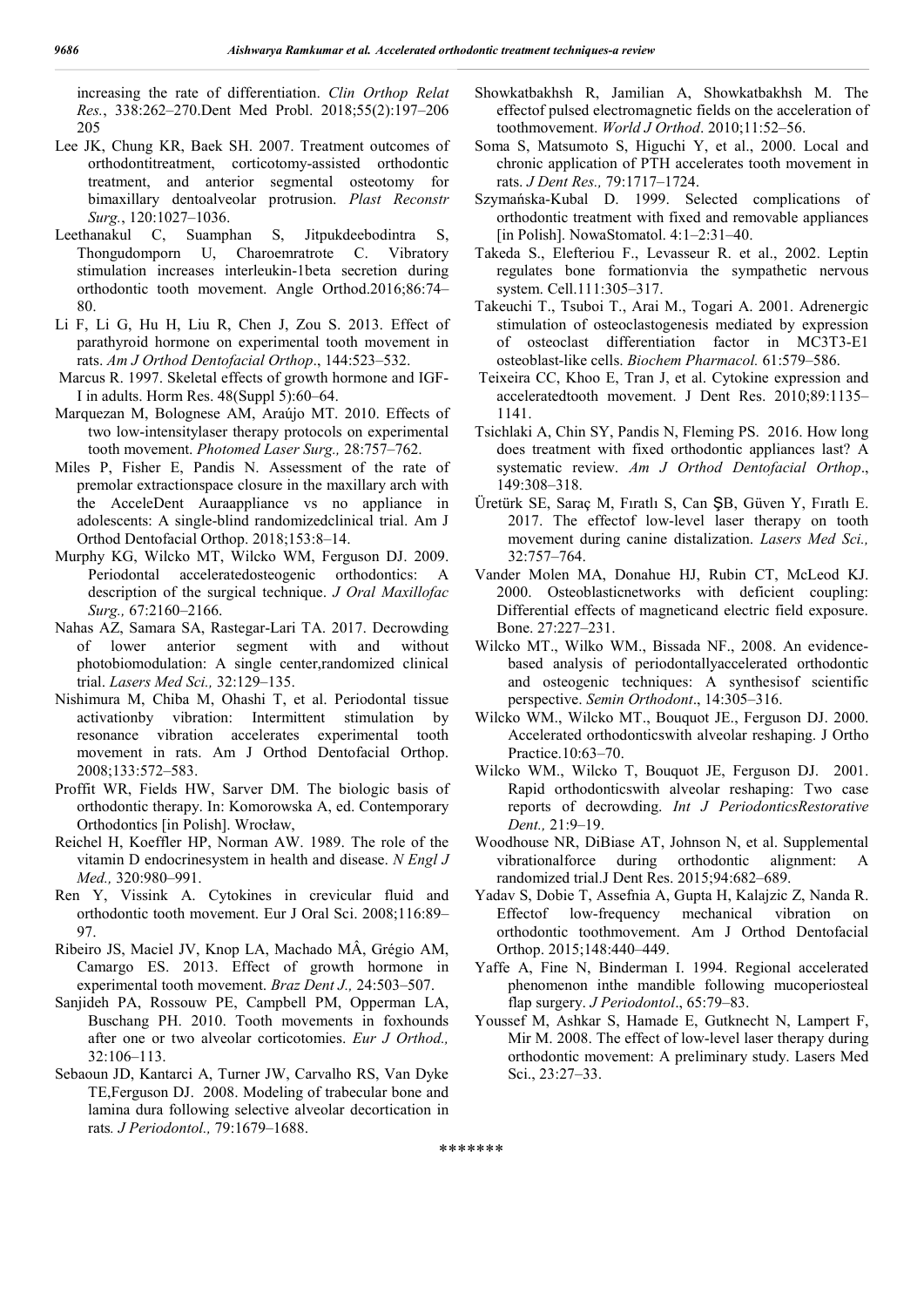increasing the rate of differentiation. *Clin Orthop Relat Res.*, 338:262–270.Dent Med Probl. 2018;55(2):197–206 205

Lee JK, Chung KR, Baek SH. 2007. Treatment outcomes of orthodontitreatment, corticotomy-assisted orthodontic treatment, and anterior segmental osteotomy for bimaxillary dentoalveolar protrusion. *Plast Reconstr Surg.*, 120:1027–1036.

Leethanakul C, Suamphan S, Jitpukdeebodintra S, Thongudomporn U, Charoemratrote C. Vibratory stimulation increases interleukin-1beta secretion during orthodontic tooth movement. Angle Orthod.2016;86:74–80.

Li F, Li G, Hu H, Liu R, Chen J, Zou S. 2013. Effect of parathyroid hormone on experimental tooth movement in rats. *Am J Orthod Dentofacial Orthop*., 144:523–532.

Marcus R. 1997. Skeletal effects of growth hormone and IGF-I in adults. Horm Res. 48(Suppl 5):60–64.

Marquezan M, Bolognese AM, Araújo MT. 2010. Effects of two low-intensitylaser therapy protocols on experimental tooth movement. *Photomed Laser Surg.,* 28:757–762.

Miles P, Fisher E, Pandis N. Assessment of the rate of premolar extractionspace closure in the maxillary arch with the AcceleDent Auraappliance vs no appliance in adolescents: A single-blind randomizedclinical trial. Am J Orthod Dentofacial Orthop. 2018;153:8–14.

Murphy KG, Wilcko MT, Wilcko WM, Ferguson DJ. 2009. Periodontal acceleratedosteogenic orthodontics: A description of the surgical technique. *J Oral Maxillofac Surg.,* 67:2160–2166.

Nahas AZ, Samara SA, Rastegar-Lari TA. 2017. Decrowding of lower anterior segment with and without photobiomodulation: A single center,randomized clinical trial. *Lasers Med Sci.,* 32:129–135.

Nishimura M, Chiba M, Ohashi T, et al. Periodontal tissue activationby vibration: Intermittent stimulation by resonance vibration accelerates experimental tooth movement in rats. Am J Orthod Dentofacial Orthop. 2008;133:572–583.

Proffit WR, Fields HW, Sarver DM. The biologic basis of orthodontic therapy. In: Komorowska A, ed. Contemporary Orthodontics [in Polish]. Wrocław,

Reichel H, Koeffler HP, Norman AW. 1989. The role of the vitamin D endocrinesystem in health and disease. *N Engl J Med.,* 320:980–991.

Ren Y, Vissink A. Cytokines in crevicular fluid and orthodontic tooth movement. Eur J Oral Sci. 2008;116:89–97.

Ribeiro JS, Maciel JV, Knop LA, Machado MÂ, Grégio AM, Camargo ES. 2013. Effect of growth hormone in experimental tooth movement. *Braz Dent J.,* 24:503–507.

Sanjideh PA, Rossouw PE, Campbell PM, Opperman LA, Buschang PH. 2010. Tooth movements in foxhounds after one or two alveolar corticotomies. *Eur J Orthod.,* 32:106–113.

Sebaoun JD, Kantarci A, Turner JW, Carvalho RS, Van Dyke TE,Ferguson DJ. 2008. Modeling of trabecular bone and lamina dura following selective alveolar decortication in rats*. J Periodontol.,* 79:1679–1688.

Showkatbakhsh R, Jamilian A, Showkatbakhsh M. The effectof pulsed electromagnetic fields on the acceleration of toothmovement. *World J Orthod*. 2010;11:52–56.

Soma S, Matsumoto S, Higuchi Y, et al., 2000. Local and chronic application of PTH accelerates tooth movement in rats. *J Dent Res.,* 79:1717–1724.

Szymańska-Kubal D. 1999. Selected complications of orthodontic treatment with fixed and removable appliances [in Polish]. NowaStomatol. 4:1–2:31–40.

Takeda S., Elefteriou F., Levasseur R. et al., 2002. Leptin regulates bone formationvia the sympathetic nervous system. Cell.111:305–317.

Takeuchi T., Tsuboi T., Arai M., Togari A. 2001. Adrenergic stimulation of osteoclastogenesis mediated by expression of osteoclast differentiation factor in MC3T3-E1 osteoblast-like cells. *Biochem Pharmacol.* 61:579–586.

Teixeira CC, Khoo E, Tran J, et al. Cytokine expression and acceleratedtooth movement. J Dent Res. 2010;89:1135–1141.

Tsichlaki A, Chin SY, Pandis N, Fleming PS. 2016. How long does treatment with fixed orthodontic appliances last? A systematic review. *Am J Orthod Dentofacial Orthop*., 149:308–318.

Üretürk SE, Saraç M, Fıratlı S, Can ŞB, Güven Y, Fıratlı E. 2017. The effectof low-level laser therapy on tooth movement during canine distalization. *Lasers Med Sci.,* 32:757–764.

Vander Molen MA, Donahue HJ, Rubin CT, McLeod KJ. 2000. Osteoblasticnetworks with deficient coupling: Differential effects of magneticand electric field exposure. Bone. 27:227–231.

Wilcko MT., Wilko WM., Bissada NF., 2008. An evidence-based analysis of periodontallyaccelerated orthodontic and osteogenic techniques: A synthesisof scientific perspective. *Semin Orthodont*., 14:305–316.

Wilcko WM., Wilcko MT., Bouquot JE., Ferguson DJ. 2000. Accelerated orthodonticswith alveolar reshaping. J Ortho Practice.10:63–70.

Wilcko WM., Wilcko T, Bouquot JE, Ferguson DJ. 2001. Rapid orthodonticswith alveolar reshaping: Two case reports of decrowding. *Int J PeriodonticsRestorative Dent.,* 21:9–19.

Woodhouse NR, DiBiase AT, Johnson N, et al. Supplemental vibrationalforce during orthodontic alignment: A randomized trial.J Dent Res. 2015;94:682–689.

Yadav S, Dobie T, Assefnia A, Gupta H, Kalajzic Z, Nanda R. Effectof low-frequency mechanical vibration on orthodontic toothmovement. Am J Orthod Dentofacial Orthop. 2015;148:440–449.

Yaffe A, Fine N, Binderman I. 1994. Regional accelerated phenomenon inthe mandible following mucoperiosteal flap surgery. *J Periodontol*., 65:79–83.

Youssef M, Ashkar S, Hamade E, Gutknecht N, Lampert F, Mir M. 2008. The effect of low-level laser therapy during orthodontic movement: A preliminary study. Lasers Med Sci., 23:27–33.

\*\*\*\*\*\*\*